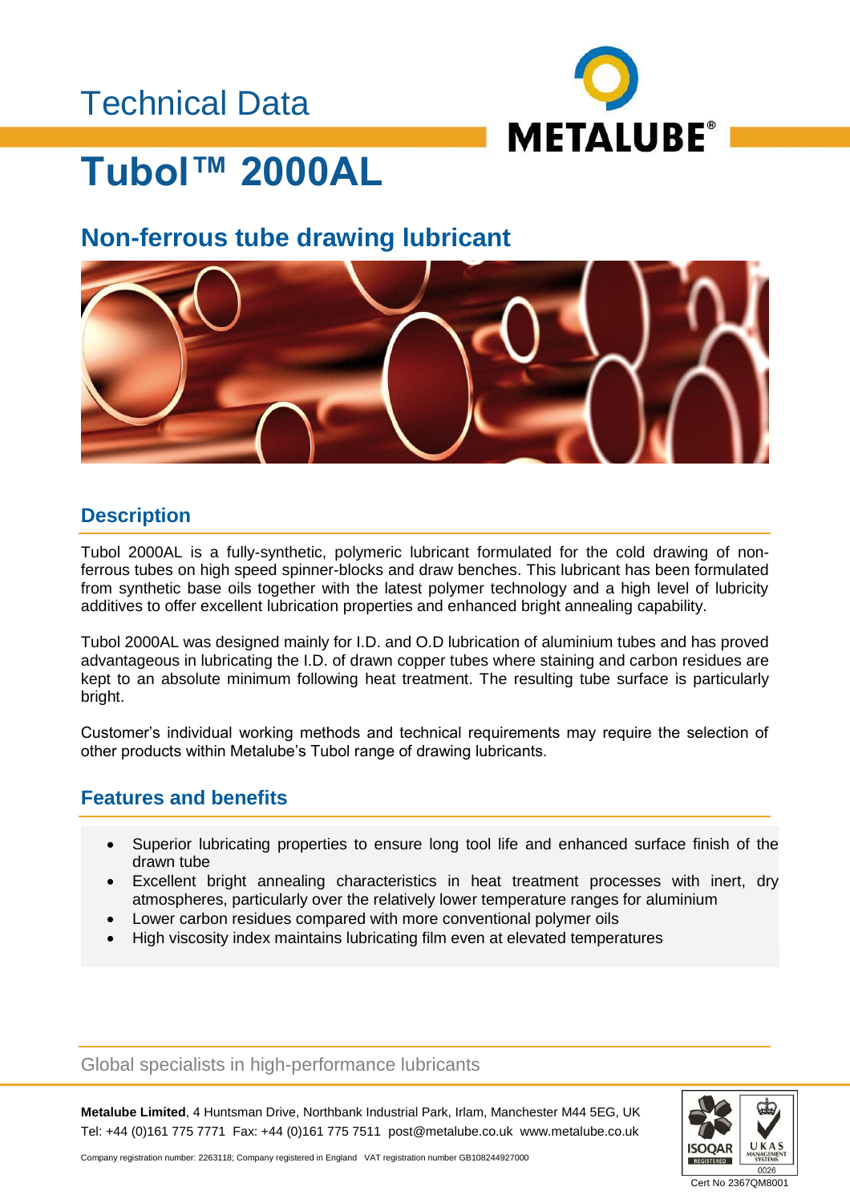Technical Data

# Tubol™ 2000AL

## Non-ferrous tube drawing lubricant

## Description

Tubol 2000AL is a fully-synthetic, polymeric lubricant formulated for the cold drawing of non-ferrous tubes on high speed spinner-blocks and draw benches. This lubricant has been formulated from synthetic base oils together with the latest polymer technology and a high level of lubricity additives to offer excellent lubrication properties and enhanced bright annealing capability.

Tubol 2000AL was designed mainly for I.D. and O.D lubrication of aluminium tubes and has proved advantageous in lubricating the I.D. of drawn copper tubes where staining and carbon residues are kept to an absolute minimum following heat treatment. The resulting tube surface is particularly bright.

Customer's individual working methods and technical requirements may require the selection of other products within Metalube's Tubol range of drawing lubricants.

## Features and benefits

- Superior lubricating properties to ensure long tool life and enhanced surface finish of the drawn tube
- Excellent bright annealing characteristics in heat treatment processes with inert, dry atmospheres, particularly over the relatively lower temperature ranges for aluminium
- Lower carbon residues compared with more conventional polymer oils
- High viscosity index maintains lubricating film even at elevated temperatures

Global specialists in high-performance lubricants

**Metalube Limited**, 4 Huntsman Drive, Northbank Industrial Park, Irlam, Manchester M44 5EG, UK
Tel: +44 (0)161 775 7771 Fax: +44 (0)161 775 7511 post@metalube.co.uk www.metalube.co.uk

Company registration number: 2263118; Company registered in England VAT registration number GB108244927000

Cert No 2367QM8001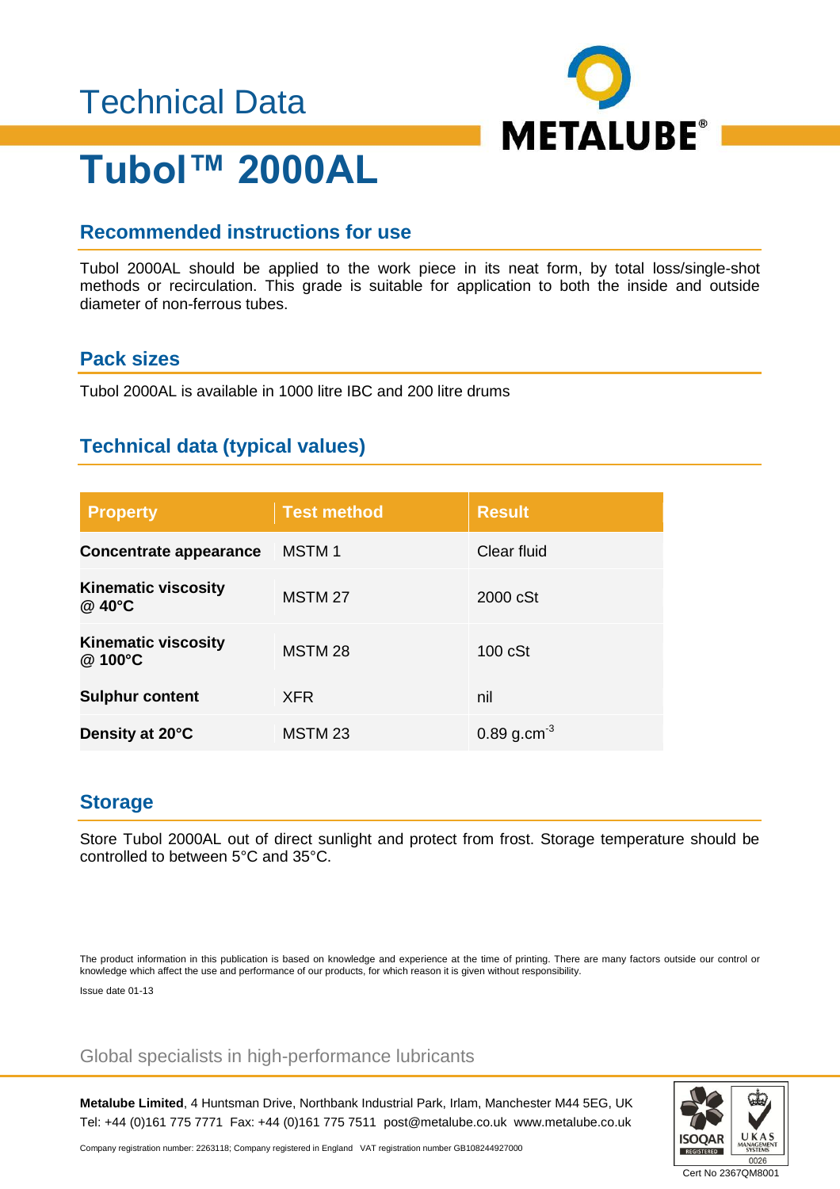Technical Data

# Tubol™ 2000AL

## Recommended instructions for use

Tubol 2000AL should be applied to the work piece in its neat form, by total loss/single-shot methods or recirculation. This grade is suitable for application to both the inside and outside diameter of non-ferrous tubes.

## Pack sizes

Tubol 2000AL is available in 1000 litre IBC and 200 litre drums

## Technical data (typical values)

| Property | Test method | Result |
|---|---|---|
| **Concentrate appearance** | MSTM 1 | Clear fluid |
| **Kinematic viscosity @ 40°C** | MSTM 27 | 2000 cSt |
| **Kinematic viscosity @ 100°C** | MSTM 28 | 100 cSt |
| **Sulphur content** | XFR | nil |
| **Density at 20°C** | MSTM 23 | 0.89 $g.cm^{-3}$ |

## Storage

Store Tubol 2000AL out of direct sunlight and protect from frost. Storage temperature should be controlled to between 5°C and 35°C.

The product information in this publication is based on knowledge and experience at the time of printing. There are many factors outside our control or knowledge which affect the use and performance of our products, for which reason it is given without responsibility.

Issue date 01-13

Global specialists in high-performance lubricants

**Metalube Limited**, 4 Huntsman Drive, Northbank Industrial Park, Irlam, Manchester M44 5EG, UK
Tel: +44 (0)161 775 7771 Fax: +44 (0)161 775 7511 post@metalube.co.uk www.metalube.co.uk

Company registration number: 2263118; Company registered in England VAT registration number GB108244927000

Cert No 2367QM8001